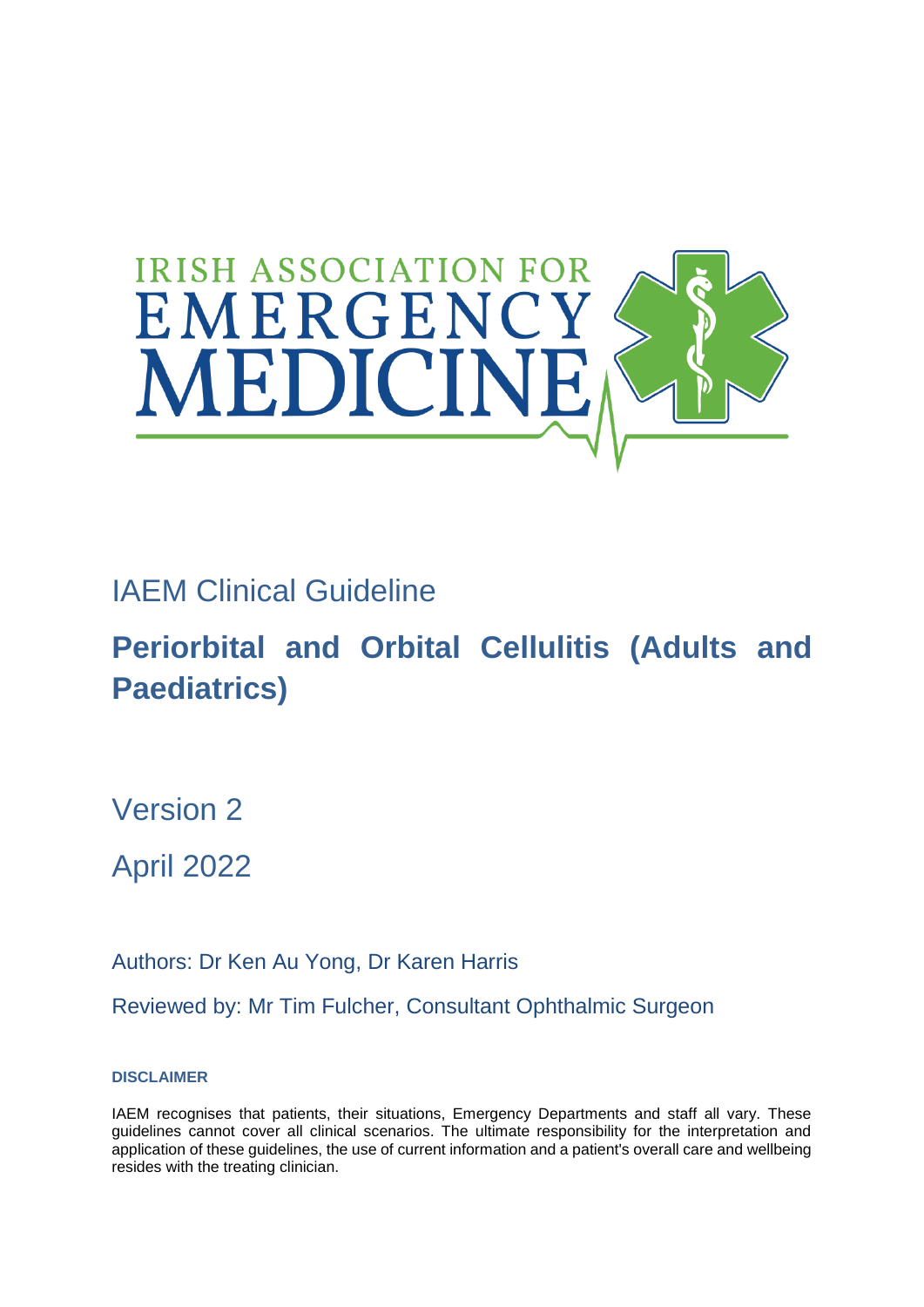IRISH ASSOCIATION FOR EMERGENCY MEDICINE

IAEM Clinical Guideline

# Periorbital and Orbital Cellulitis (Adults and Paediatrics)

Version 2

April 2022

Authors: Dr Ken Au Yong, Dr Karen Harris

Reviewed by: Mr Tim Fulcher, Consultant Ophthalmic Surgeon

**DISCLAIMER**

IAEM recognises that patients, their situations, Emergency Departments and staff all vary. These guidelines cannot cover all clinical scenarios. The ultimate responsibility for the interpretation and application of these guidelines, the use of current information and a patient's overall care and wellbeing resides with the treating clinician.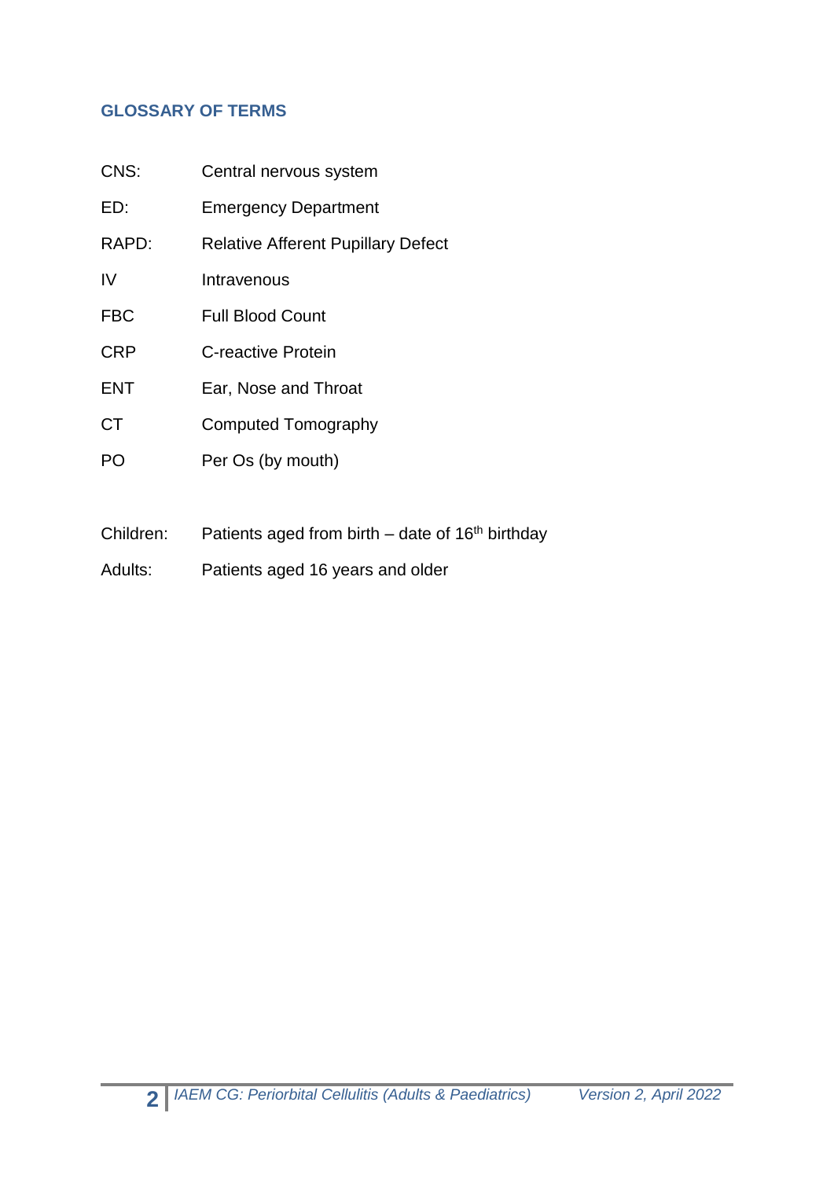## GLOSSARY OF TERMS

| | |
|---|---|
| CNS: | Central nervous system |
| ED: | Emergency Department |
| RAPD: | Relative Afferent Pupillary Defect |
| IV | Intravenous |
| FBC | Full Blood Count |
| CRP | C-reactive Protein |
| ENT | Ear, Nose and Throat |
| CT | Computed Tomography |
| PO | Per Os (by mouth) |

| | |
|---|---|
| Children: | Patients aged from birth – date of 16th birthday |
| Adults: | Patients aged 16 years and older |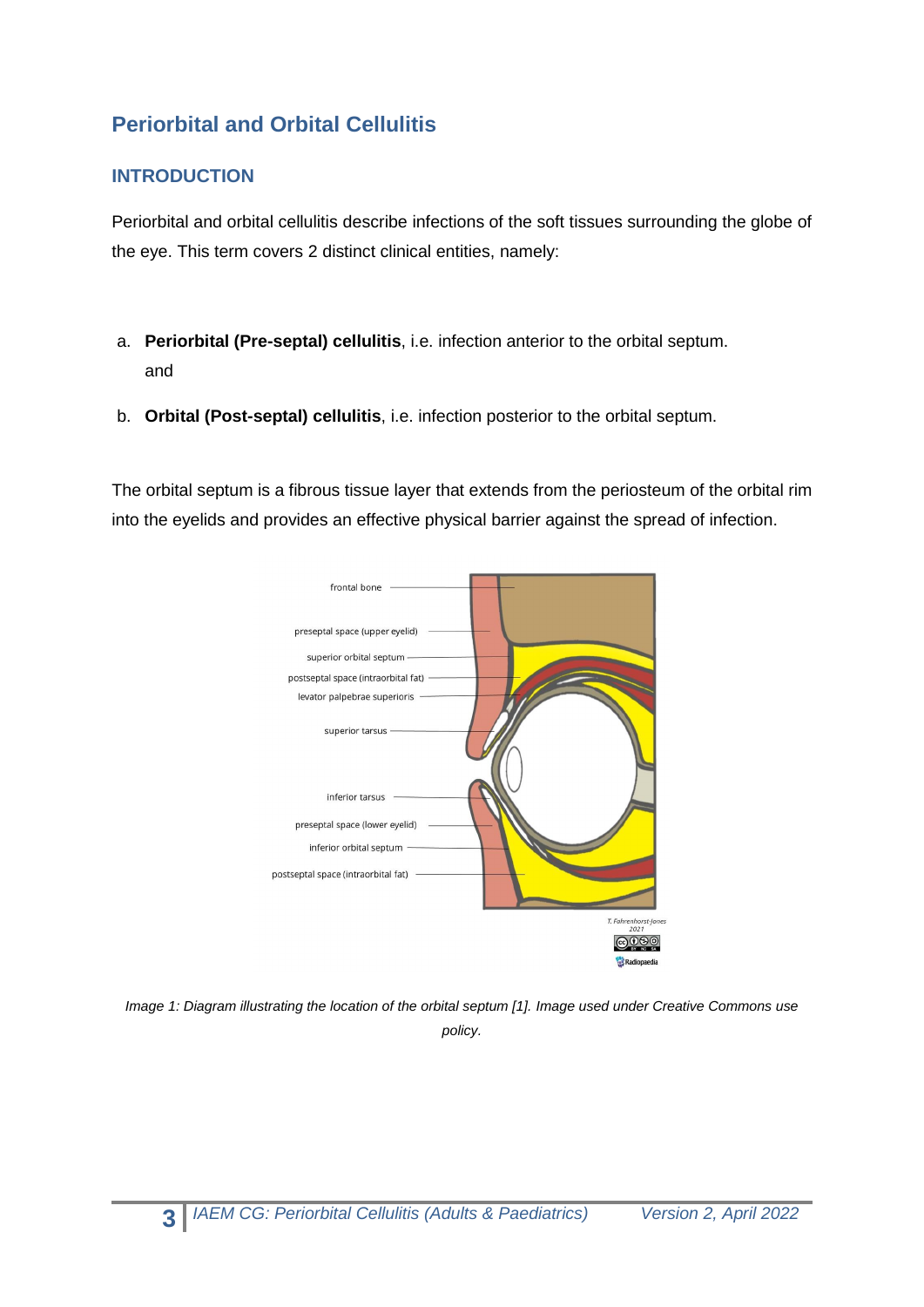## Periorbital and Orbital Cellulitis

### INTRODUCTION

Periorbital and orbital cellulitis describe infections of the soft tissues surrounding the globe of the eye. This term covers 2 distinct clinical entities, namely:

a. **Periorbital (Pre-septal) cellulitis**, i.e. infection anterior to the orbital septum.
   and

b. **Orbital (Post-septal) cellulitis**, i.e. infection posterior to the orbital septum.

The orbital septum is a fibrous tissue layer that extends from the periosteum of the orbital rim into the eyelids and provides an effective physical barrier against the spread of infection.

*Image 1: Diagram illustrating the location of the orbital septum [1]. Image used under Creative Commons use policy.*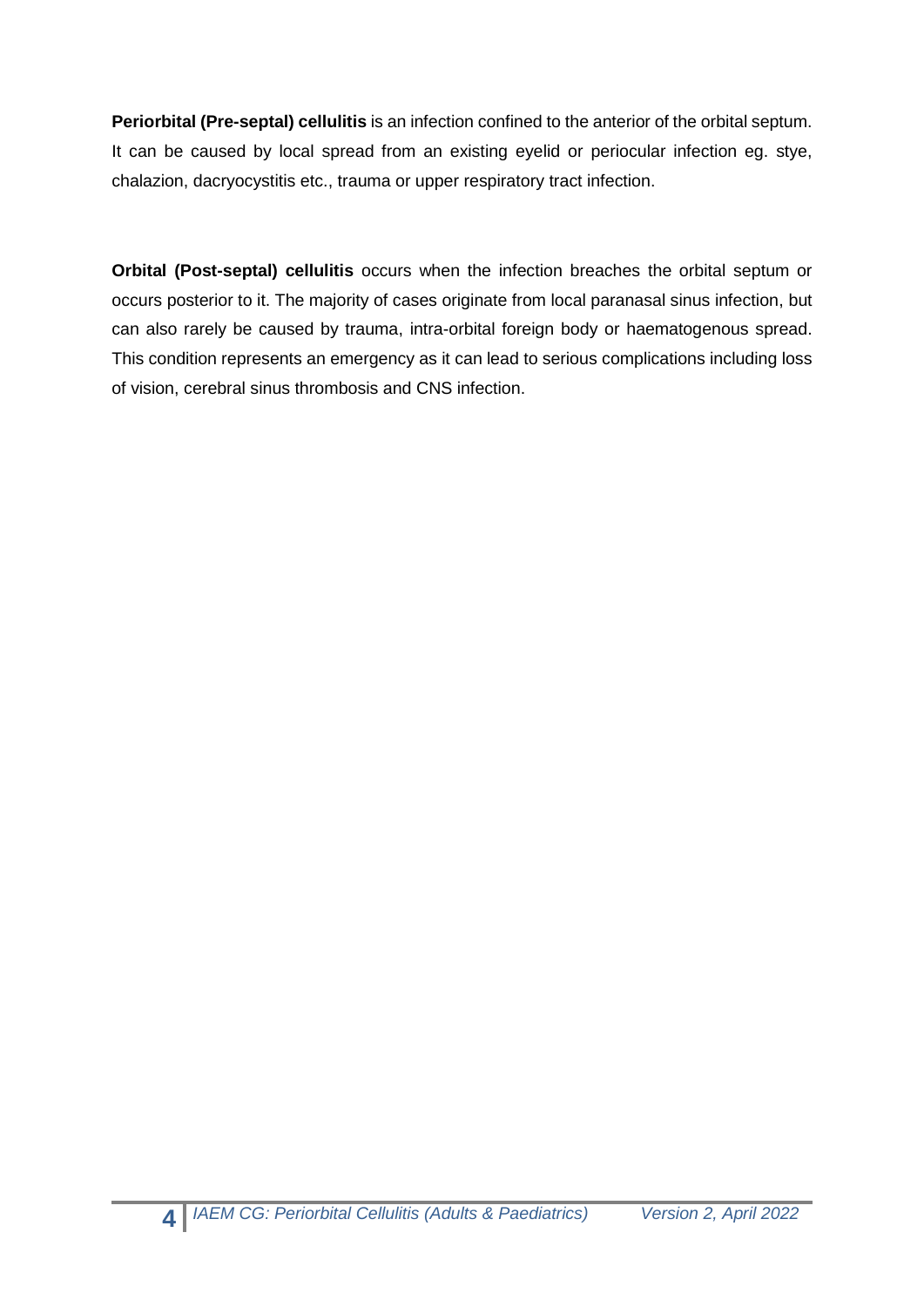**Periorbital (Pre-septal) cellulitis** is an infection confined to the anterior of the orbital septum. It can be caused by local spread from an existing eyelid or periocular infection eg. stye, chalazion, dacryocystitis etc., trauma or upper respiratory tract infection.

**Orbital (Post-septal) cellulitis** occurs when the infection breaches the orbital septum or occurs posterior to it. The majority of cases originate from local paranasal sinus infection, but can also rarely be caused by trauma, intra-orbital foreign body or haematogenous spread. This condition represents an emergency as it can lead to serious complications including loss of vision, cerebral sinus thrombosis and CNS infection.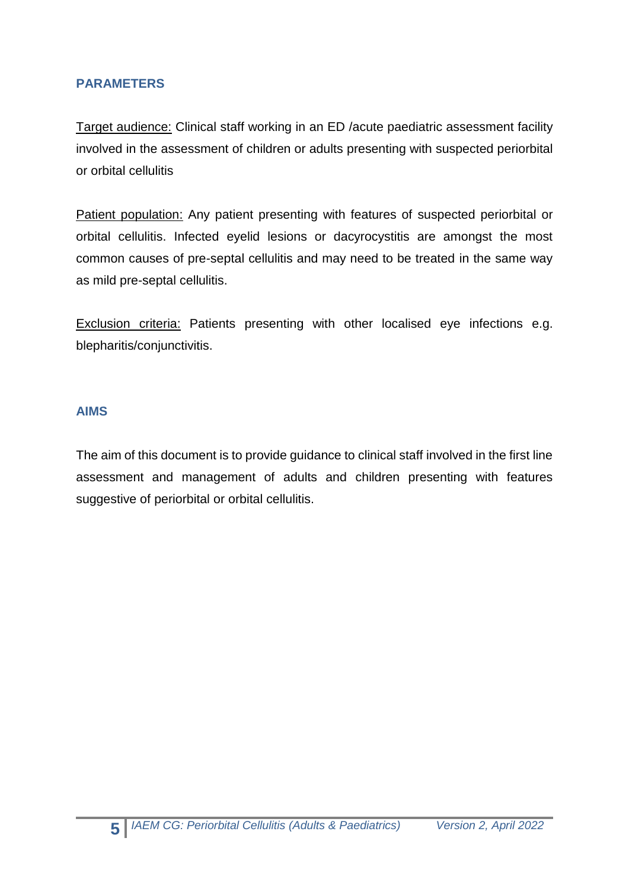## PARAMETERS

Target audience: Clinical staff working in an ED /acute paediatric assessment facility involved in the assessment of children or adults presenting with suspected periorbital or orbital cellulitis

Patient population: Any patient presenting with features of suspected periorbital or orbital cellulitis. Infected eyelid lesions or dacyrocystitis are amongst the most common causes of pre-septal cellulitis and may need to be treated in the same way as mild pre-septal cellulitis.

Exclusion criteria: Patients presenting with other localised eye infections e.g. blepharitis/conjunctivitis.

## AIMS

The aim of this document is to provide guidance to clinical staff involved in the first line assessment and management of adults and children presenting with features suggestive of periorbital or orbital cellulitis.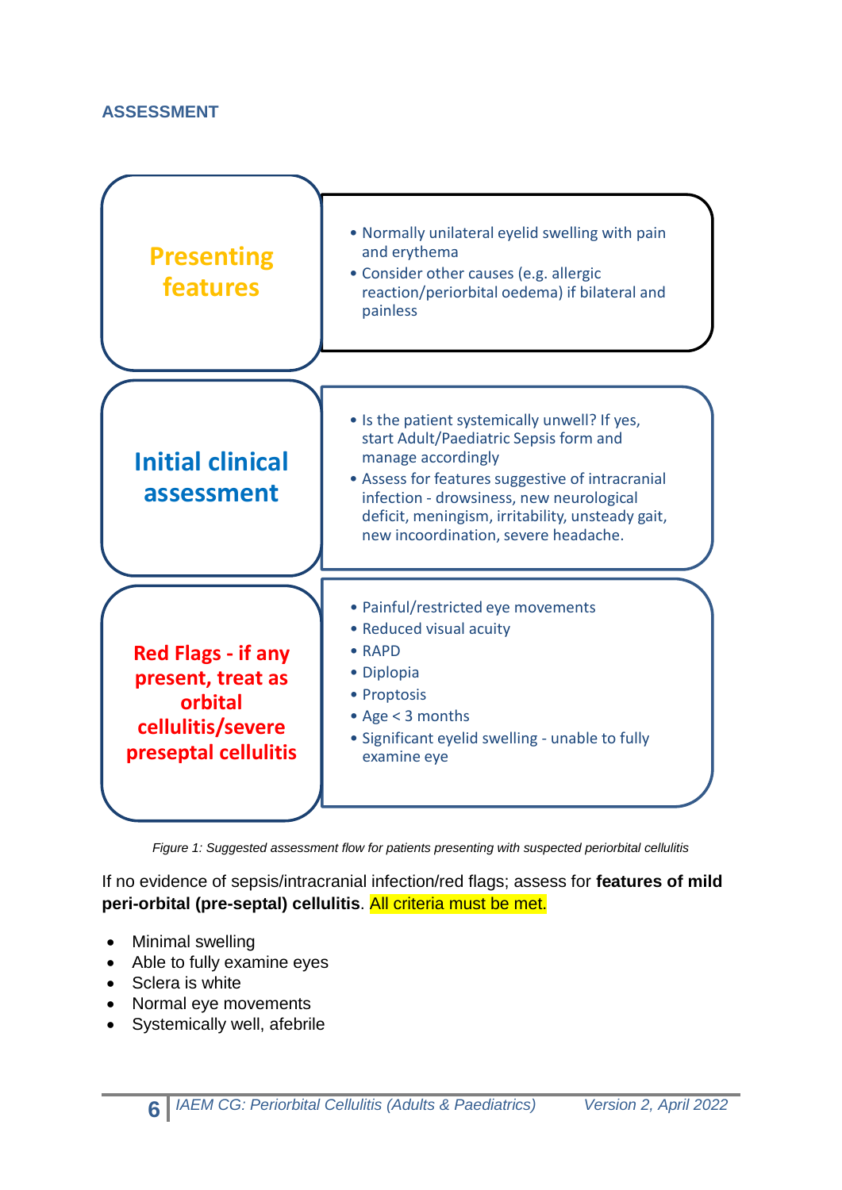## ASSESSMENT

| | |
|---|---|
| **Presenting features** | • Normally unilateral eyelid swelling with pain and erythema<br>• Consider other causes (e.g. allergic reaction/periorbital oedema) if bilateral and painless |
| **Initial clinical assessment** | • Is the patient systemically unwell? If yes, start Adult/Paediatric Sepsis form and manage accordingly<br>• Assess for features suggestive of intracranial infection - drowsiness, new neurological deficit, meningism, irritability, unsteady gait, new incoordination, severe headache. |
| **Red Flags - if any present, treat as orbital cellulitis/severe preseptal cellulitis** | • Painful/restricted eye movements<br>• Reduced visual acuity<br>• RAPD<br>• Diplopia<br>• Proptosis<br>• Age < 3 months<br>• Significant eyelid swelling - unable to fully examine eye |

*Figure 1: Suggested assessment flow for patients presenting with suspected periorbital cellulitis*

If no evidence of sepsis/intracranial infection/red flags; assess for **features of mild peri-orbital (pre-septal) cellulitis**. All criteria must be met.

- Minimal swelling
- Able to fully examine eyes
- Sclera is white
- Normal eye movements
- Systemically well, afebrile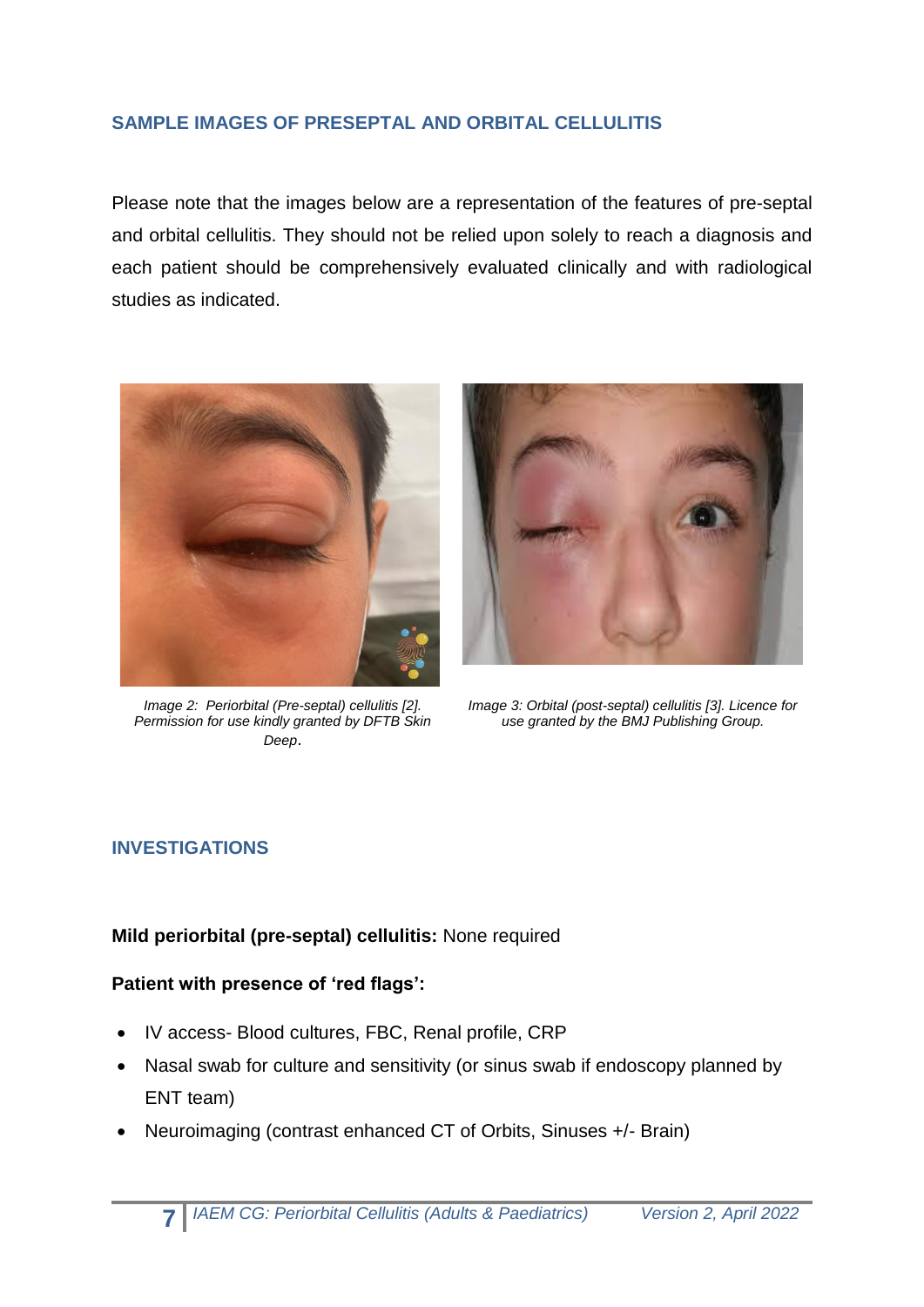## SAMPLE IMAGES OF PRESEPTAL AND ORBITAL CELLULITIS

Please note that the images below are a representation of the features of pre-septal and orbital cellulitis. They should not be relied upon solely to reach a diagnosis and each patient should be comprehensively evaluated clinically and with radiological studies as indicated.

*Image 2: Periorbital (Pre-septal) cellulitis [2]. Permission for use kindly granted by DFTB Skin Deep.*

*Image 3: Orbital (post-septal) cellulitis [3]. Licence for use granted by the BMJ Publishing Group.*

## INVESTIGATIONS

**Mild periorbital (pre-septal) cellulitis:** None required

**Patient with presence of 'red flags':**

- IV access- Blood cultures, FBC, Renal profile, CRP
- Nasal swab for culture and sensitivity (or sinus swab if endoscopy planned by ENT team)
- Neuroimaging (contrast enhanced CT of Orbits, Sinuses +/- Brain)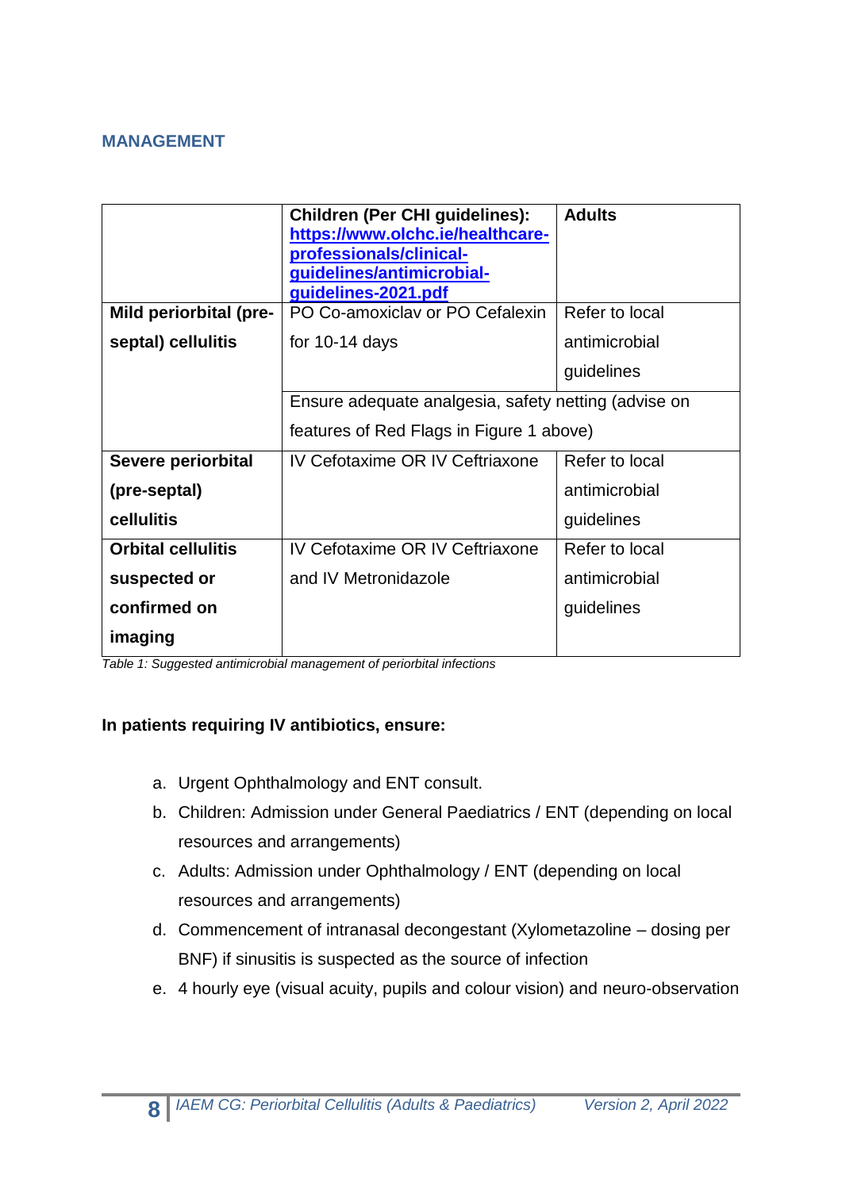## MANAGEMENT

| | Children (Per CHI guidelines): [https://www.olchc.ie/healthcare-professionals/clinical-guidelines/antimicrobial-guidelines-2021.pdf](https://www.olchc.ie/healthcare-professionals/clinical-guidelines/antimicrobial-guidelines-2021.pdf) | Adults |
|---|---|---|
| **Mild periorbital (pre-septal) cellulitis** | PO Co-amoxiclav or PO Cefalexin for 10-14 days | Refer to local antimicrobial guidelines |
| | Ensure adequate analgesia, safety netting (advise on features of Red Flags in Figure 1 above) | |
| **Severe periorbital (pre-septal) cellulitis** | IV Cefotaxime OR IV Ceftriaxone | Refer to local antimicrobial guidelines |
| **Orbital cellulitis suspected or confirmed on imaging** | IV Cefotaxime OR IV Ceftriaxone and IV Metronidazole | Refer to local antimicrobial guidelines |

*Table 1: Suggested antimicrobial management of periorbital infections*

**In patients requiring IV antibiotics, ensure:**

a. Urgent Ophthalmology and ENT consult.
b. Children: Admission under General Paediatrics / ENT (depending on local resources and arrangements)
c. Adults: Admission under Ophthalmology / ENT (depending on local resources and arrangements)
d. Commencement of intranasal decongestant (Xylometazoline – dosing per BNF) if sinusitis is suspected as the source of infection
e. 4 hourly eye (visual acuity, pupils and colour vision) and neuro-observation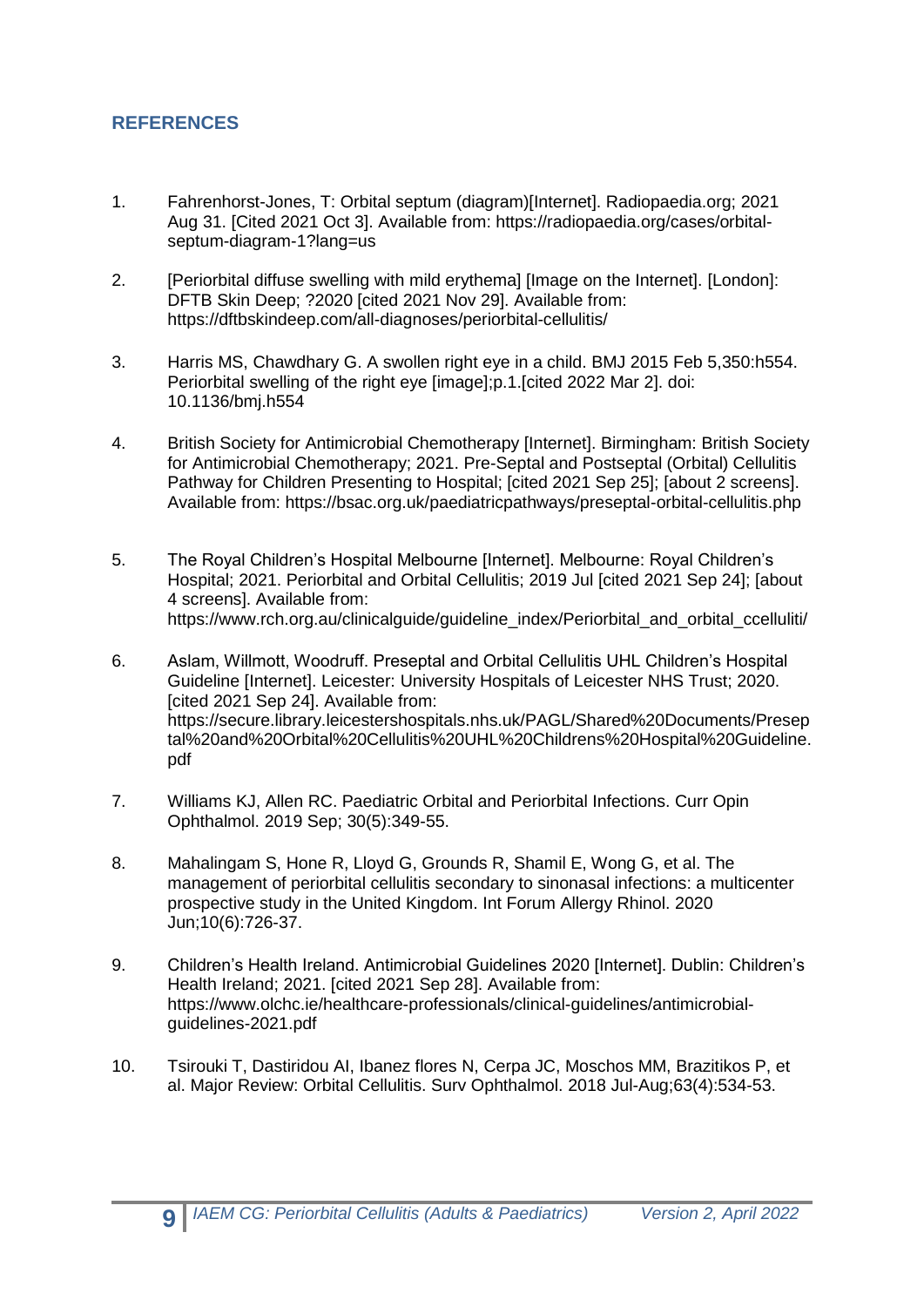## REFERENCES

1. Fahrenhorst-Jones, T: Orbital septum (diagram)[Internet]. Radiopaedia.org; 2021 Aug 31. [Cited 2021 Oct 3]. Available from: https://radiopaedia.org/cases/orbital-septum-diagram-1?lang=us

2. [Periorbital diffuse swelling with mild erythema] [Image on the Internet]. [London]: DFTB Skin Deep; ?2020 [cited 2021 Nov 29]. Available from: https://dftbskindeep.com/all-diagnoses/periorbital-cellulitis/

3. Harris MS, Chawdhary G. A swollen right eye in a child. BMJ 2015 Feb 5,350:h554. Periorbital swelling of the right eye [image];p.1.[cited 2022 Mar 2]. doi: 10.1136/bmj.h554

4. British Society for Antimicrobial Chemotherapy [Internet]. Birmingham: British Society for Antimicrobial Chemotherapy; 2021. Pre-Septal and Postseptal (Orbital) Cellulitis Pathway for Children Presenting to Hospital; [cited 2021 Sep 25]; [about 2 screens]. Available from: https://bsac.org.uk/paediatricpathways/preseptal-orbital-cellulitis.php

5. The Royal Children's Hospital Melbourne [Internet]. Melbourne: Royal Children's Hospital; 2021. Periorbital and Orbital Cellulitis; 2019 Jul [cited 2021 Sep 24]; [about 4 screens]. Available from: https://www.rch.org.au/clinicalguide/guideline_index/Periorbital_and_orbital_ccelluliti/

6. Aslam, Willmott, Woodruff. Preseptal and Orbital Cellulitis UHL Children's Hospital Guideline [Internet]. Leicester: University Hospitals of Leicester NHS Trust; 2020. [cited 2021 Sep 24]. Available from: https://secure.library.leicestershospitals.nhs.uk/PAGL/Shared%20Documents/Preseptal%20and%20Orbital%20Cellulitis%20UHL%20Childrens%20Hospital%20Guideline.pdf

7. Williams KJ, Allen RC. Paediatric Orbital and Periorbital Infections. Curr Opin Ophthalmol. 2019 Sep; 30(5):349-55.

8. Mahalingam S, Hone R, Lloyd G, Grounds R, Shamil E, Wong G, et al. The management of periorbital cellulitis secondary to sinonasal infections: a multicenter prospective study in the United Kingdom. Int Forum Allergy Rhinol. 2020 Jun;10(6):726-37.

9. Children's Health Ireland. Antimicrobial Guidelines 2020 [Internet]. Dublin: Children's Health Ireland; 2021. [cited 2021 Sep 28]. Available from: https://www.olchc.ie/healthcare-professionals/clinical-guidelines/antimicrobial-guidelines-2021.pdf

10. Tsirouki T, Dastiridou AI, Ibanez flores N, Cerpa JC, Moschos MM, Brazitikos P, et al. Major Review: Orbital Cellulitis. Surv Ophthalmol. 2018 Jul-Aug;63(4):534-53.